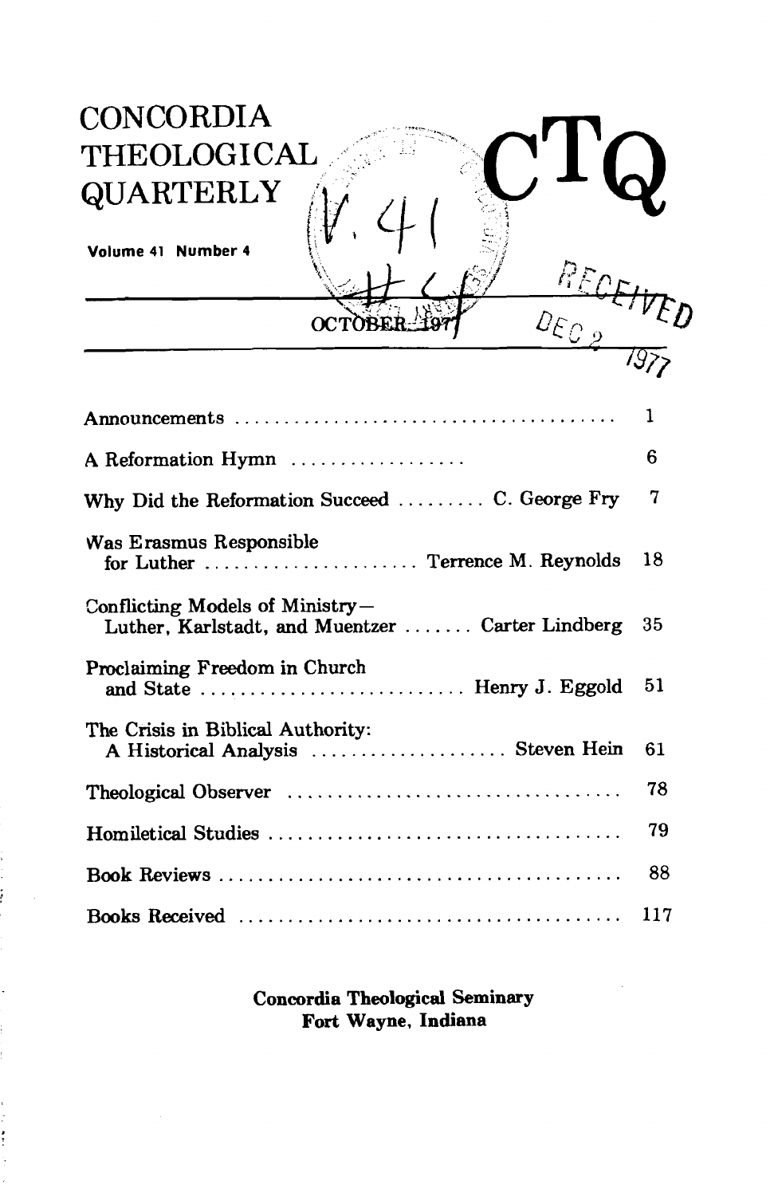# CONCORDIA THEOLOGICAL QUARTERLY

**CTQ**

**Volume 41 Number 4**

OCTOBER 1977

| | |
|---|---|
| Announcements | 1 |
| A Reformation Hymn | 6 |
| Why Did the Reformation Succeed ......... C. George Fry | 7 |
| Was Erasmus Responsible for Luther ......... Terrence M. Reynolds | 18 |
| Conflicting Models of Ministry—Luther, Karlstadt, and Muentzer ......... Carter Lindberg | 35 |
| Proclaiming Freedom in Church and State ......... Henry J. Eggold | 51 |
| The Crisis in Biblical Authority: A Historical Analysis ......... Steven Hein | 61 |
| Theological Observer | 78 |
| Homiletical Studies | 79 |
| Book Reviews | 88 |
| Books Received | 117 |

**Concordia Theological Seminary**
**Fort Wayne, Indiana**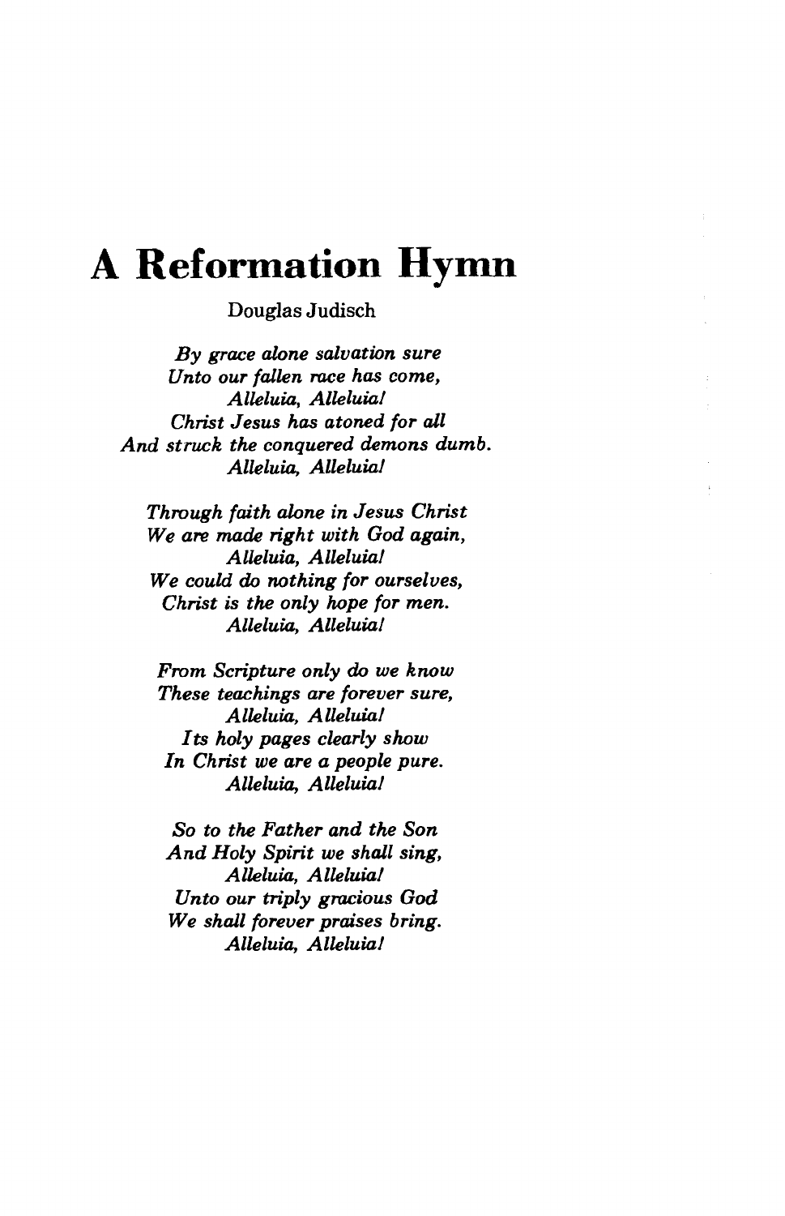# A Reformation Hymn

Douglas Judisch

*By grace alone salvation sure*
*Unto our fallen race has come,*
*Alleluia, Alleluia!*
*Christ Jesus has atoned for all*
*And struck the conquered demons dumb.*
*Alleluia, Alleluia!*

*Through faith alone in Jesus Christ*
*We are made right with God again,*
*Alleluia, Alleluia!*
*We could do nothing for ourselves,*
*Christ is the only hope for men.*
*Alleluia, Alleluia!*

*From Scripture only do we know*
*These teachings are forever sure,*
*Alleluia, Alleluia!*
*Its holy pages clearly show*
*In Christ we are a people pure.*
*Alleluia, Alleluia!*

*So to the Father and the Son*
*And Holy Spirit we shall sing,*
*Alleluia, Alleluia!*
*Unto our triply gracious God*
*We shall forever praises bring.*
*Alleluia, Alleluia!*